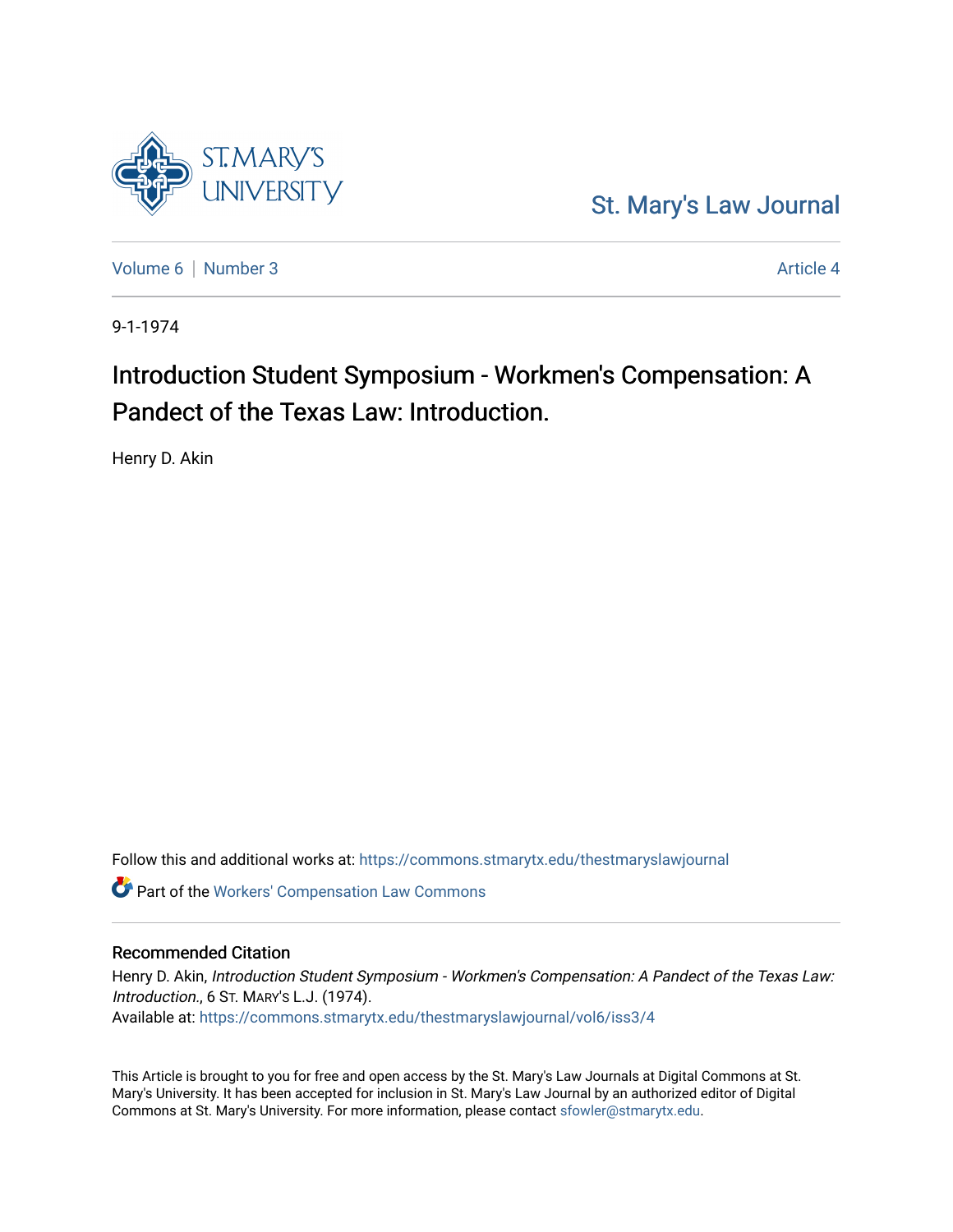St. Mary's Law Journal

Volume 6 | Number 3

Article 4

9-1-1974

# Introduction Student Symposium - Workmen's Compensation: A Pandect of the Texas Law: Introduction.

Henry D. Akin

Follow this and additional works at: https://commons.stmarytx.edu/thestmaryslawjournal

Part of the Workers' Compensation Law Commons

## Recommended Citation

Henry D. Akin, *Introduction Student Symposium - Workmen's Compensation: A Pandect of the Texas Law: Introduction.*, 6 ST. MARY'S L.J. (1974).
Available at: https://commons.stmarytx.edu/thestmaryslawjournal/vol6/iss3/4

This Article is brought to you for free and open access by the St. Mary's Law Journals at Digital Commons at St. Mary's University. It has been accepted for inclusion in St. Mary's Law Journal by an authorized editor of Digital Commons at St. Mary's University. For more information, please contact sfowler@stmarytx.edu.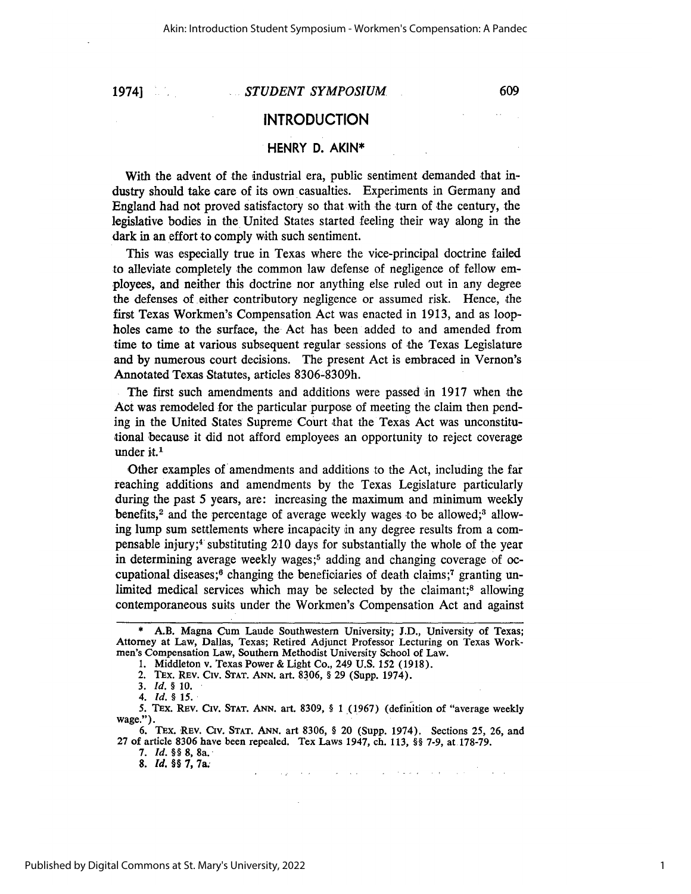# INTRODUCTION

## HENRY D. AKIN*

With the advent of the industrial era, public sentiment demanded that industry should take care of its own casualties. Experiments in Germany and England had not proved satisfactory so that with the turn of the century, the legislative bodies in the United States started feeling their way along in the dark in an effort to comply with such sentiment.

This was especially true in Texas where the vice-principal doctrine failed to alleviate completely the common law defense of negligence of fellow employees, and neither this doctrine nor anything else ruled out in any degree the defenses of either contributory negligence or assumed risk. Hence, the first Texas Workmen's Compensation Act was enacted in 1913, and as loopholes came to the surface, the Act has been added to and amended from time to time at various subsequent regular sessions of the Texas Legislature and by numerous court decisions. The present Act is embraced in Vernon's Annotated Texas Statutes, articles 8306-8309h.

The first such amendments and additions were passed in 1917 when the Act was remodeled for the particular purpose of meeting the claim then pending in the United States Supreme Court that the Texas Act was unconstitutional because it did not afford employees an opportunity to reject coverage under it.[1]

Other examples of amendments and additions to the Act, including the far reaching additions and amendments by the Texas Legislature particularly during the past 5 years, are: increasing the maximum and minimum weekly benefits,[2] and the percentage of average weekly wages to be allowed;[3] allowing lump sum settlements where incapacity in any degree results from a compensable injury;[4] substituting 210 days for substantially the whole of the year in determining average weekly wages;[5] adding and changing coverage of occupational diseases;[6] changing the beneficiaries of death claims;[7] granting unlimited medical services which may be selected by the claimant;[8] allowing contemporaneous suits under the Workmen's Compensation Act and against

---

\* A.B. Magna Cum Laude Southwestern University; J.D., University of Texas; Attorney at Law, Dallas, Texas; Retired Adjunct Professor Lecturing on Texas Workmen's Compensation Law, Southern Methodist University School of Law.

1. Middleton v. Texas Power & Light Co., 249 U.S. 152 (1918).
2. TEX. REV. CIV. STAT. ANN. art. 8306, § 29 (Supp. 1974).
3. *Id.* § 10.
4. *Id.* § 15.
5. TEX. REV. CIV. STAT. ANN. art. 8309, § 1 (1967) (definition of "average weekly wage.").
6. TEX. REV. CIV. STAT. ANN. art 8306, § 20 (Supp. 1974). Sections 25, 26, and 27 of article 8306 have been repealed. Tex Laws 1947, ch. 113, §§ 7-9, at 178-79.
7. *Id.* §§ 8, 8a.
8. *Id.* §§ 7, 7a.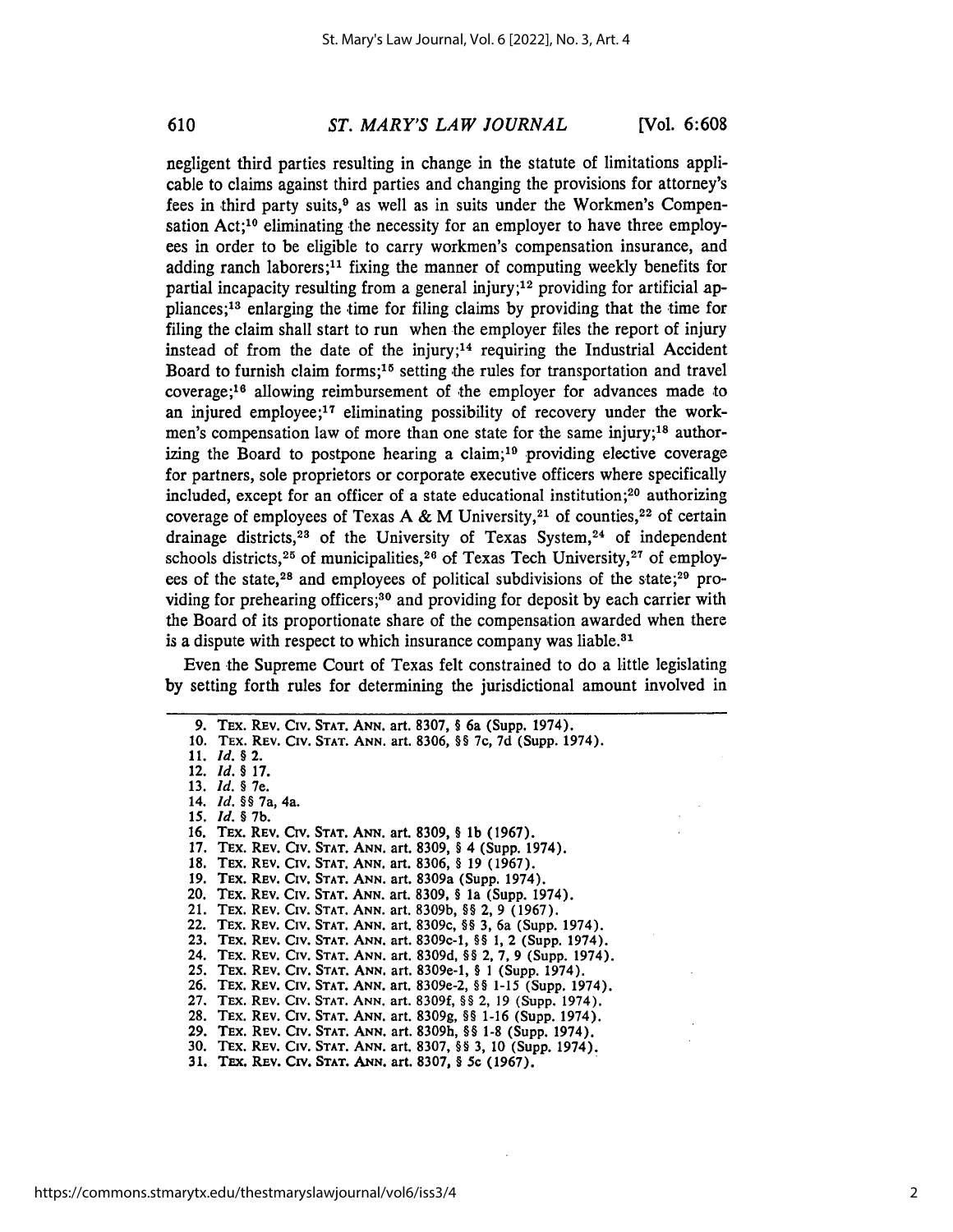negligent third parties resulting in change in the statute of limitations applicable to claims against third parties and changing the provisions for attorney's fees in third party suits,[9] as well as in suits under the Workmen's Compensation Act;[10] eliminating the necessity for an employer to have three employees in order to be eligible to carry workmen's compensation insurance, and adding ranch laborers;[11] fixing the manner of computing weekly benefits for partial incapacity resulting from a general injury;[12] providing for artificial appliances;[13] enlarging the time for filing claims by providing that the time for filing the claim shall start to run when the employer files the report of injury instead of from the date of the injury;[14] requiring the Industrial Accident Board to furnish claim forms;[15] setting the rules for transportation and travel coverage;[16] allowing reimbursement of the employer for advances made to an injured employee;[17] eliminating possibility of recovery under the workmen's compensation law of more than one state for the same injury;[18] authorizing the Board to postpone hearing a claim;[19] providing elective coverage for partners, sole proprietors or corporate executive officers where specifically included, except for an officer of a state educational institution;[20] authorizing coverage of employees of Texas A & M University,[21] of counties,[22] of certain drainage districts,[23] of the University of Texas System,[24] of independent schools districts,[25] of municipalities,[26] of Texas Tech University,[27] of employees of the state,[28] and employees of political subdivisions of the state;[29] providing for prehearing officers;[30] and providing for deposit by each carrier with the Board of its proportionate share of the compensation awarded when there is a dispute with respect to which insurance company was liable.[31]

Even the Supreme Court of Texas felt constrained to do a little legislating by setting forth rules for determining the jurisdictional amount involved in

---

9. TEX. REV. CIV. STAT. ANN. art. 8307, § 6a (Supp. 1974).
10. TEX. REV. CIV. STAT. ANN. art. 8306, §§ 7c, 7d (Supp. 1974).
11. *Id.* § 2.
12. *Id.* § 17.
13. *Id.* § 7e.
14. *Id.* §§ 7a, 4a.
15. *Id.* § 7b.
16. TEX. REV. CIV. STAT. ANN. art. 8309, § 1b (1967).
17. TEX. REV. CIV. STAT. ANN. art. 8309, § 4 (Supp. 1974).
18. TEX. REV. CIV. STAT. ANN. art. 8306, § 19 (1967).
19. TEX. REV. CIV. STAT. ANN. art. 8309a (Supp. 1974).
20. TEX. REV. CIV. STAT. ANN. art. 8309, § 1a (Supp. 1974).
21. TEX. REV. CIV. STAT. ANN. art. 8309b, §§ 2, 9 (1967).
22. TEX. REV. CIV. STAT. ANN. art. 8309c, §§ 3, 6a (Supp. 1974).
23. TEX. REV. CIV. STAT. ANN. art. 8309c-1, §§ 1, 2 (Supp. 1974).
24. TEX. REV. CIV. STAT. ANN. art. 8309d, §§ 2, 7, 9 (Supp. 1974).
25. TEX. REV. CIV. STAT. ANN. art. 8309e-1, § 1 (Supp. 1974).
26. TEX. REV. CIV. STAT. ANN. art. 8309e-2, §§ 1-15 (Supp. 1974).
27. TEX. REV. CIV. STAT. ANN. art. 8309f, §§ 2, 19 (Supp. 1974).
28. TEX. REV. CIV. STAT. ANN. art. 8309g, §§ 1-16 (Supp. 1974).
29. TEX. REV. CIV. STAT. ANN. art. 8309h, §§ 1-8 (Supp. 1974).
30. TEX. REV. CIV. STAT. ANN. art. 8307, §§ 3, 10 (Supp. 1974).
31. TEX. REV. CIV. STAT. ANN. art. 8307, § 5c (1967).